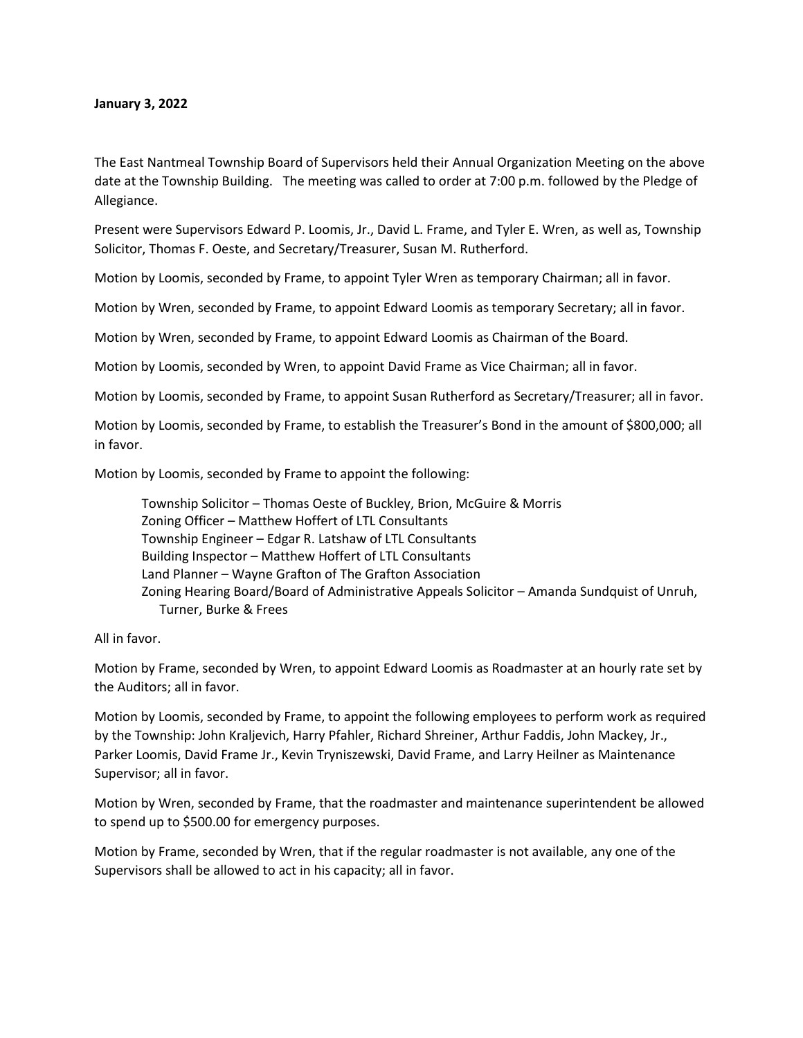**January 3, 2022**

The East Nantmeal Township Board of Supervisors held their Annual Organization Meeting on the above date at the Township Building. The meeting was called to order at 7:00 p.m. followed by the Pledge of Allegiance.

Present were Supervisors Edward P. Loomis, Jr., David L. Frame, and Tyler E. Wren, as well as, Township Solicitor, Thomas F. Oeste, and Secretary/Treasurer, Susan M. Rutherford.

Motion by Loomis, seconded by Frame, to appoint Tyler Wren as temporary Chairman; all in favor.

Motion by Wren, seconded by Frame, to appoint Edward Loomis as temporary Secretary; all in favor.

Motion by Wren, seconded by Frame, to appoint Edward Loomis as Chairman of the Board.

Motion by Loomis, seconded by Wren, to appoint David Frame as Vice Chairman; all in favor.

Motion by Loomis, seconded by Frame, to appoint Susan Rutherford as Secretary/Treasurer; all in favor.

Motion by Loomis, seconded by Frame, to establish the Treasurer's Bond in the amount of $800,000; all in favor.

Motion by Loomis, seconded by Frame to appoint the following:

> Township Solicitor – Thomas Oeste of Buckley, Brion, McGuire & Morris
> Zoning Officer – Matthew Hoffert of LTL Consultants
> Township Engineer – Edgar R. Latshaw of LTL Consultants
> Building Inspector – Matthew Hoffert of LTL Consultants
> Land Planner – Wayne Grafton of The Grafton Association
> Zoning Hearing Board/Board of Administrative Appeals Solicitor – Amanda Sundquist of Unruh, Turner, Burke & Frees

All in favor.

Motion by Frame, seconded by Wren, to appoint Edward Loomis as Roadmaster at an hourly rate set by the Auditors; all in favor.

Motion by Loomis, seconded by Frame, to appoint the following employees to perform work as required by the Township: John Kraljevich, Harry Pfahler, Richard Shreiner, Arthur Faddis, John Mackey, Jr., Parker Loomis, David Frame Jr., Kevin Tryniszewski, David Frame, and Larry Heilner as Maintenance Supervisor; all in favor.

Motion by Wren, seconded by Frame, that the roadmaster and maintenance superintendent be allowed to spend up to $500.00 for emergency purposes.

Motion by Frame, seconded by Wren, that if the regular roadmaster is not available, any one of the Supervisors shall be allowed to act in his capacity; all in favor.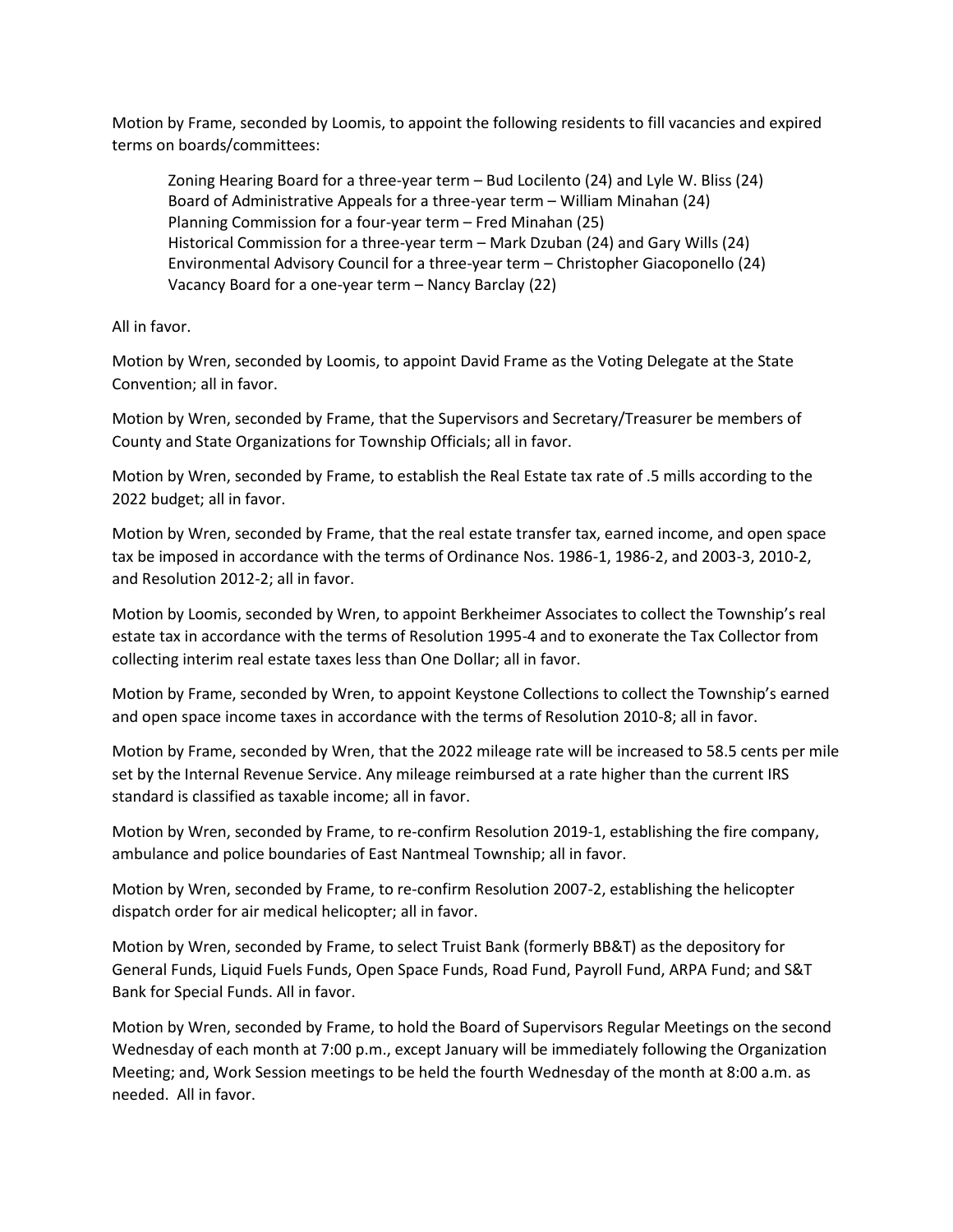Motion by Frame, seconded by Loomis, to appoint the following residents to fill vacancies and expired terms on boards/committees:

> Zoning Hearing Board for a three-year term – Bud Locilento (24) and Lyle W. Bliss (24)
> Board of Administrative Appeals for a three-year term – William Minahan (24)
> Planning Commission for a four-year term – Fred Minahan (25)
> Historical Commission for a three-year term – Mark Dzuban (24) and Gary Wills (24)
> Environmental Advisory Council for a three-year term – Christopher Giacoponello (24)
> Vacancy Board for a one-year term – Nancy Barclay (22)

All in favor.

Motion by Wren, seconded by Loomis, to appoint David Frame as the Voting Delegate at the State Convention; all in favor.

Motion by Wren, seconded by Frame, that the Supervisors and Secretary/Treasurer be members of County and State Organizations for Township Officials; all in favor.

Motion by Wren, seconded by Frame, to establish the Real Estate tax rate of .5 mills according to the 2022 budget; all in favor.

Motion by Wren, seconded by Frame, that the real estate transfer tax, earned income, and open space tax be imposed in accordance with the terms of Ordinance Nos. 1986-1, 1986-2, and 2003-3, 2010-2, and Resolution 2012-2; all in favor.

Motion by Loomis, seconded by Wren, to appoint Berkheimer Associates to collect the Township's real estate tax in accordance with the terms of Resolution 1995-4 and to exonerate the Tax Collector from collecting interim real estate taxes less than One Dollar; all in favor.

Motion by Frame, seconded by Wren, to appoint Keystone Collections to collect the Township's earned and open space income taxes in accordance with the terms of Resolution 2010-8; all in favor.

Motion by Frame, seconded by Wren, that the 2022 mileage rate will be increased to 58.5 cents per mile set by the Internal Revenue Service. Any mileage reimbursed at a rate higher than the current IRS standard is classified as taxable income; all in favor.

Motion by Wren, seconded by Frame, to re-confirm Resolution 2019-1, establishing the fire company, ambulance and police boundaries of East Nantmeal Township; all in favor.

Motion by Wren, seconded by Frame, to re-confirm Resolution 2007-2, establishing the helicopter dispatch order for air medical helicopter; all in favor.

Motion by Wren, seconded by Frame, to select Truist Bank (formerly BB&T) as the depository for General Funds, Liquid Fuels Funds, Open Space Funds, Road Fund, Payroll Fund, ARPA Fund; and S&T Bank for Special Funds. All in favor.

Motion by Wren, seconded by Frame, to hold the Board of Supervisors Regular Meetings on the second Wednesday of each month at 7:00 p.m., except January will be immediately following the Organization Meeting; and, Work Session meetings to be held the fourth Wednesday of the month at 8:00 a.m. as needed. All in favor.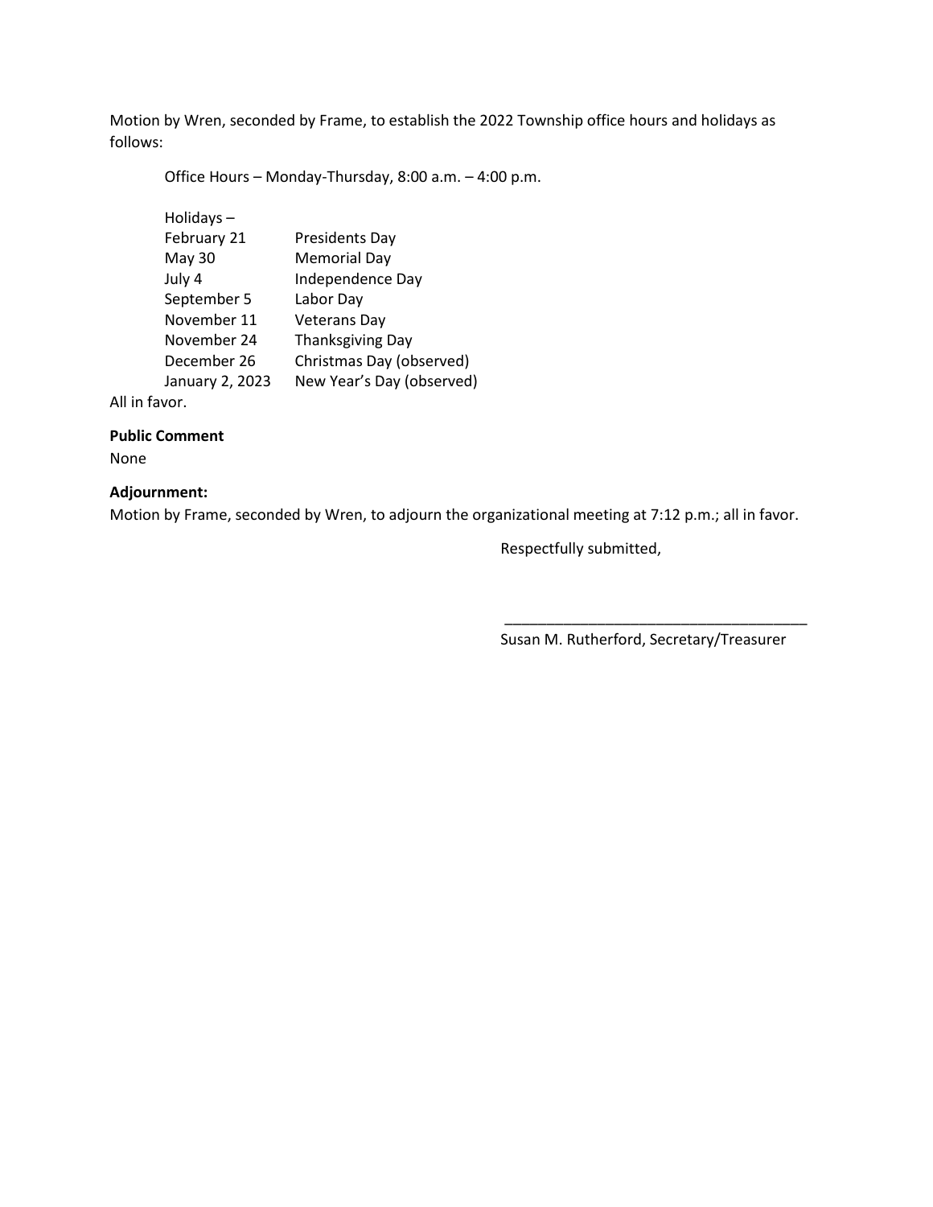Motion by Wren, seconded by Frame, to establish the 2022 Township office hours and holidays as follows:

Office Hours – Monday-Thursday, 8:00 a.m. – 4:00 p.m.

Holidays –

| | |
|---|---|
| February 21 | Presidents Day |
| May 30 | Memorial Day |
| July 4 | Independence Day |
| September 5 | Labor Day |
| November 11 | Veterans Day |
| November 24 | Thanksgiving Day |
| December 26 | Christmas Day (observed) |
| January 2, 2023 | New Year's Day (observed) |

All in favor.

**Public Comment**

None

**Adjournment:**

Motion by Frame, seconded by Wren, to adjourn the organizational meeting at 7:12 p.m.; all in favor.

Respectfully submitted,

_____________________________________

Susan M. Rutherford, Secretary/Treasurer